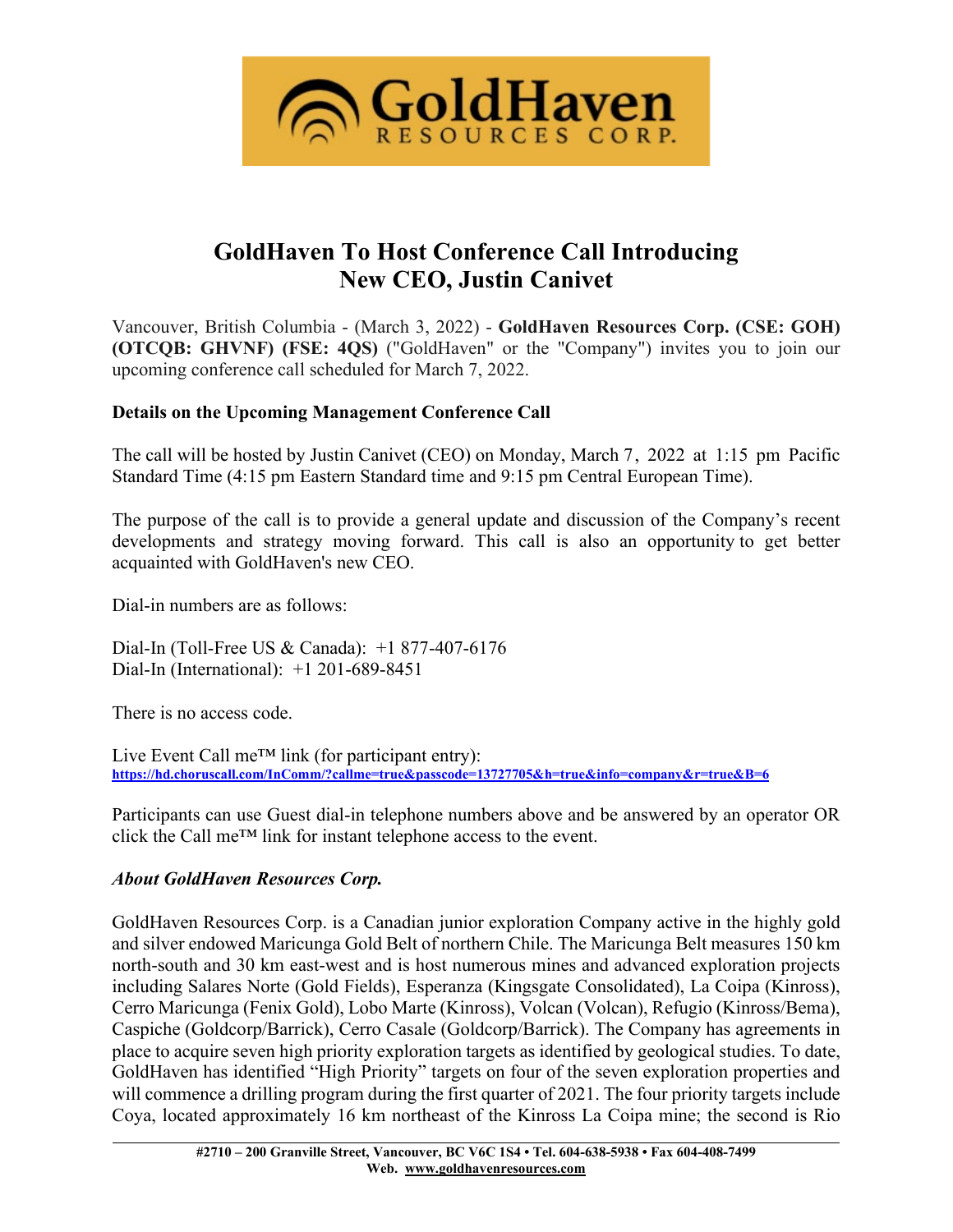# GoldHaven To Host Conference Call Introducing New CEO, Justin Canivet

Vancouver, British Columbia - (March 3, 2022) - **GoldHaven Resources Corp. (CSE: GOH) (OTCQB: GHVNF) (FSE: 4QS)** ("GoldHaven" or the "Company") invites you to join our upcoming conference call scheduled for March 7, 2022.

**Details on the Upcoming Management Conference Call**

The call will be hosted by Justin Canivet (CEO) on Monday, March 7, 2022 at 1:15 pm Pacific Standard Time (4:15 pm Eastern Standard time and 9:15 pm Central European Time).

The purpose of the call is to provide a general update and discussion of the Company's recent developments and strategy moving forward. This call is also an opportunity to get better acquainted with GoldHaven's new CEO.

Dial-in numbers are as follows:

Dial-In (Toll-Free US & Canada): +1 877-407-6176
Dial-In (International): +1 201-689-8451

There is no access code.

Live Event Call me™ link (for participant entry):
https://hd.choruscall.com/InComm/?callme=true&passcode=13727705&h=true&info=company&r=true&B=6

Participants can use Guest dial-in telephone numbers above and be answered by an operator OR click the Call me™ link for instant telephone access to the event.

***About GoldHaven Resources Corp.***

GoldHaven Resources Corp. is a Canadian junior exploration Company active in the highly gold and silver endowed Maricunga Gold Belt of northern Chile. The Maricunga Belt measures 150 km north-south and 30 km east-west and is host numerous mines and advanced exploration projects including Salares Norte (Gold Fields), Esperanza (Kingsgate Consolidated), La Coipa (Kinross), Cerro Maricunga (Fenix Gold), Lobo Marte (Kinross), Volcan (Volcan), Refugio (Kinross/Bema), Caspiche (Goldcorp/Barrick), Cerro Casale (Goldcorp/Barrick). The Company has agreements in place to acquire seven high priority exploration targets as identified by geological studies. To date, GoldHaven has identified "High Priority" targets on four of the seven exploration properties and will commence a drilling program during the first quarter of 2021. The four priority targets include Coya, located approximately 16 km northeast of the Kinross La Coipa mine; the second is Rio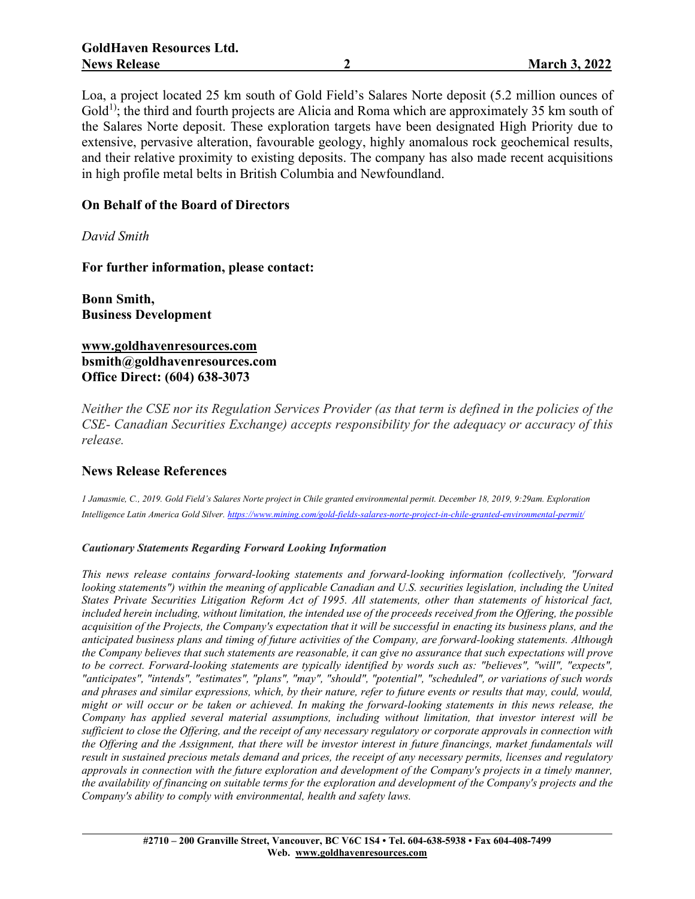Loa, a project located 25 km south of Gold Field's Salares Norte deposit (5.2 million ounces of Gold[1)]; the third and fourth projects are Alicia and Roma which are approximately 35 km south of the Salares Norte deposit. These exploration targets have been designated High Priority due to extensive, pervasive alteration, favourable geology, highly anomalous rock geochemical results, and their relative proximity to existing deposits. The company has also made recent acquisitions in high profile metal belts in British Columbia and Newfoundland.

**On Behalf of the Board of Directors**

*David Smith*

**For further information, please contact:**

**Bonn Smith,**
**Business Development**

**www.goldhavenresources.com**
**bsmith@goldhavenresources.com**
**Office Direct: (604) 638-3073**

*Neither the CSE nor its Regulation Services Provider (as that term is defined in the policies of the CSE- Canadian Securities Exchange) accepts responsibility for the adequacy or accuracy of this release.*

## News Release References

*1 Jamasmie, C., 2019. Gold Field's Salares Norte project in Chile granted environmental permit. December 18, 2019, 9:29am. Exploration Intelligence Latin America Gold Silver. https://www.mining.com/gold-fields-salares-norte-project-in-chile-granted-environmental-permit/*

***Cautionary Statements Regarding Forward Looking Information***

*This news release contains forward-looking statements and forward-looking information (collectively, "forward looking statements") within the meaning of applicable Canadian and U.S. securities legislation, including the United States Private Securities Litigation Reform Act of 1995. All statements, other than statements of historical fact, included herein including, without limitation, the intended use of the proceeds received from the Offering, the possible acquisition of the Projects, the Company's expectation that it will be successful in enacting its business plans, and the anticipated business plans and timing of future activities of the Company, are forward-looking statements. Although the Company believes that such statements are reasonable, it can give no assurance that such expectations will prove to be correct. Forward-looking statements are typically identified by words such as: "believes", "will", "expects", "anticipates", "intends", "estimates", "plans", "may", "should", "potential", "scheduled", or variations of such words and phrases and similar expressions, which, by their nature, refer to future events or results that may, could, would, might or will occur or be taken or achieved. In making the forward-looking statements in this news release, the Company has applied several material assumptions, including without limitation, that investor interest will be sufficient to close the Offering, and the receipt of any necessary regulatory or corporate approvals in connection with the Offering and the Assignment, that there will be investor interest in future financings, market fundamentals will result in sustained precious metals demand and prices, the receipt of any necessary permits, licenses and regulatory approvals in connection with the future exploration and development of the Company's projects in a timely manner, the availability of financing on suitable terms for the exploration and development of the Company's projects and the Company's ability to comply with environmental, health and safety laws.*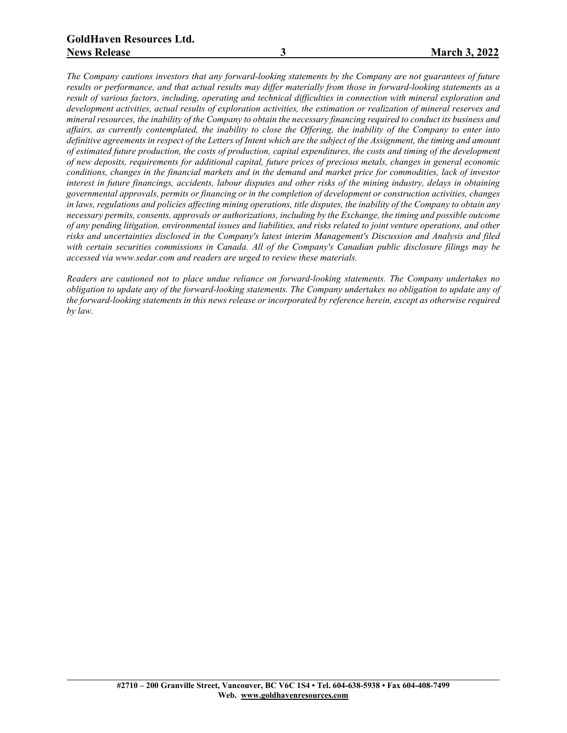*The Company cautions investors that any forward-looking statements by the Company are not guarantees of future results or performance, and that actual results may differ materially from those in forward-looking statements as a result of various factors, including, operating and technical difficulties in connection with mineral exploration and development activities, actual results of exploration activities, the estimation or realization of mineral reserves and mineral resources, the inability of the Company to obtain the necessary financing required to conduct its business and affairs, as currently contemplated, the inability to close the Offering, the inability of the Company to enter into definitive agreements in respect of the Letters of Intent which are the subject of the Assignment, the timing and amount of estimated future production, the costs of production, capital expenditures, the costs and timing of the development of new deposits, requirements for additional capital, future prices of precious metals, changes in general economic conditions, changes in the financial markets and in the demand and market price for commodities, lack of investor interest in future financings, accidents, labour disputes and other risks of the mining industry, delays in obtaining governmental approvals, permits or financing or in the completion of development or construction activities, changes in laws, regulations and policies affecting mining operations, title disputes, the inability of the Company to obtain any necessary permits, consents, approvals or authorizations, including by the Exchange, the timing and possible outcome of any pending litigation, environmental issues and liabilities, and risks related to joint venture operations, and other risks and uncertainties disclosed in the Company's latest interim Management's Discussion and Analysis and filed with certain securities commissions in Canada. All of the Company's Canadian public disclosure filings may be accessed via www.sedar.com and readers are urged to review these materials.*

*Readers are cautioned not to place undue reliance on forward-looking statements. The Company undertakes no obligation to update any of the forward-looking statements. The Company undertakes no obligation to update any of the forward-looking statements in this news release or incorporated by reference herein, except as otherwise required by law.*

**#2710 – 200 Granville Street, Vancouver, BC V6C 1S4 • Tel. 604-638-5938 • Fax 604-408-7499**
**Web. www.goldhavenresources.com**